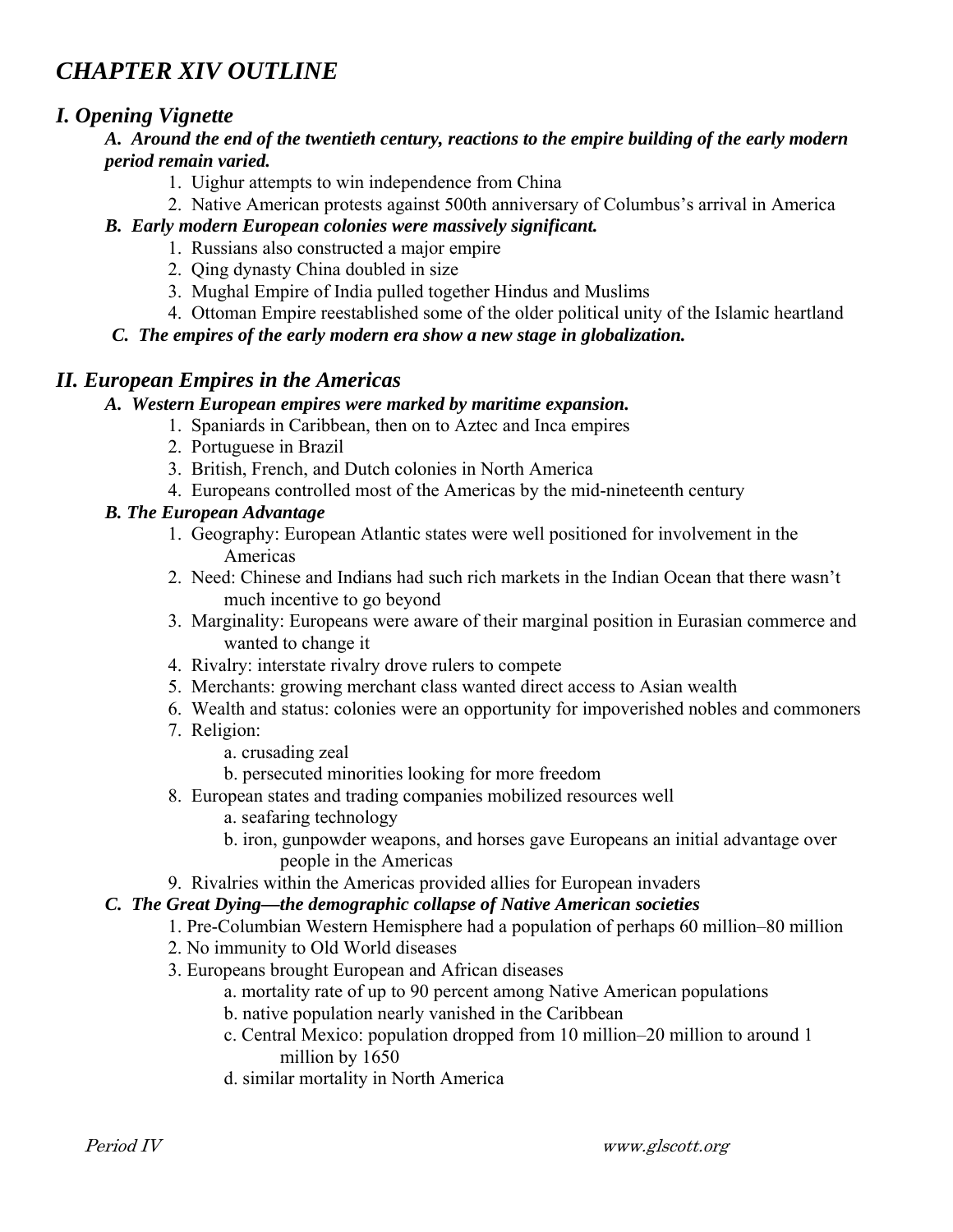# *CHAPTER XIV OUTLINE*

## *I. Opening Vignette*

### *A. Around the end of the twentieth century, reactions to the empire building of the early modern period remain varied.*

1. Uighur attempts to win independence from China
2. Native American protests against 500th anniversary of Columbus's arrival in America

### *B. Early modern European colonies were massively significant.*

1. Russians also constructed a major empire
2. Qing dynasty China doubled in size
3. Mughal Empire of India pulled together Hindus and Muslims
4. Ottoman Empire reestablished some of the older political unity of the Islamic heartland

### *C. The empires of the early modern era show a new stage in globalization.*

## *II. European Empires in the Americas*

### *A. Western European empires were marked by maritime expansion.*

1. Spaniards in Caribbean, then on to Aztec and Inca empires
2. Portuguese in Brazil
3. British, French, and Dutch colonies in North America
4. Europeans controlled most of the Americas by the mid-nineteenth century

### *B. The European Advantage*

1. Geography: European Atlantic states were well positioned for involvement in the Americas
2. Need: Chinese and Indians had such rich markets in the Indian Ocean that there wasn't much incentive to go beyond
3. Marginality: Europeans were aware of their marginal position in Eurasian commerce and wanted to change it
4. Rivalry: interstate rivalry drove rulers to compete
5. Merchants: growing merchant class wanted direct access to Asian wealth
6. Wealth and status: colonies were an opportunity for impoverished nobles and commoners
7. Religion:
   - a. crusading zeal
   - b. persecuted minorities looking for more freedom
8. European states and trading companies mobilized resources well
   - a. seafaring technology
   - b. iron, gunpowder weapons, and horses gave Europeans an initial advantage over people in the Americas
9. Rivalries within the Americas provided allies for European invaders

### *C. The Great Dying—the demographic collapse of Native American societies*

1. Pre-Columbian Western Hemisphere had a population of perhaps 60 million–80 million
2. No immunity to Old World diseases
3. Europeans brought European and African diseases
   - a. mortality rate of up to 90 percent among Native American populations
   - b. native population nearly vanished in the Caribbean
   - c. Central Mexico: population dropped from 10 million–20 million to around 1 million by 1650
   - d. similar mortality in North America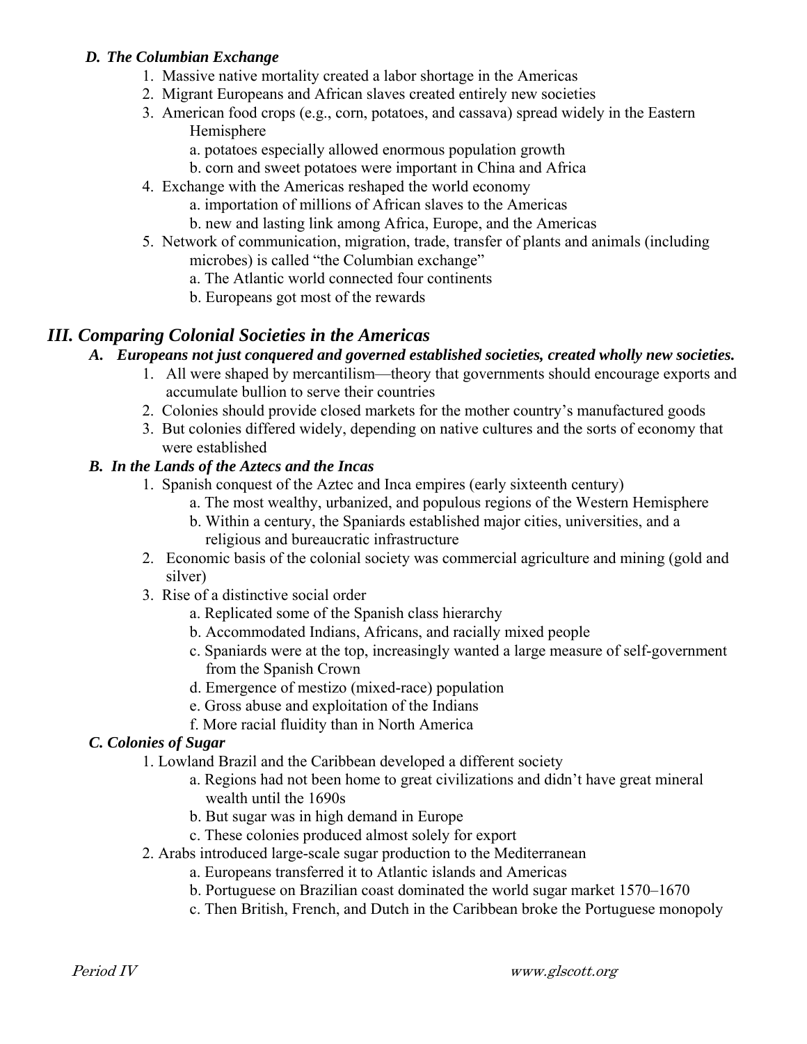### *D. The Columbian Exchange*

1. Massive native mortality created a labor shortage in the Americas
2. Migrant Europeans and African slaves created entirely new societies
3. American food crops (e.g., corn, potatoes, and cassava) spread widely in the Eastern Hemisphere
   - a. potatoes especially allowed enormous population growth
   - b. corn and sweet potatoes were important in China and Africa
4. Exchange with the Americas reshaped the world economy
   - a. importation of millions of African slaves to the Americas
   - b. new and lasting link among Africa, Europe, and the Americas
5. Network of communication, migration, trade, transfer of plants and animals (including microbes) is called "the Columbian exchange"
   - a. The Atlantic world connected four continents
   - b. Europeans got most of the rewards

## *III. Comparing Colonial Societies in the Americas*

### *A. Europeans not just conquered and governed established societies, created wholly new societies.*

1. All were shaped by mercantilism—theory that governments should encourage exports and accumulate bullion to serve their countries
2. Colonies should provide closed markets for the mother country's manufactured goods
3. But colonies differed widely, depending on native cultures and the sorts of economy that were established

### *B. In the Lands of the Aztecs and the Incas*

1. Spanish conquest of the Aztec and Inca empires (early sixteenth century)
   - a. The most wealthy, urbanized, and populous regions of the Western Hemisphere
   - b. Within a century, the Spaniards established major cities, universities, and a religious and bureaucratic infrastructure
2. Economic basis of the colonial society was commercial agriculture and mining (gold and silver)
3. Rise of a distinctive social order
   - a. Replicated some of the Spanish class hierarchy
   - b. Accommodated Indians, Africans, and racially mixed people
   - c. Spaniards were at the top, increasingly wanted a large measure of self-government from the Spanish Crown
   - d. Emergence of mestizo (mixed-race) population
   - e. Gross abuse and exploitation of the Indians
   - f. More racial fluidity than in North America

### *C. Colonies of Sugar*

1. Lowland Brazil and the Caribbean developed a different society
   - a. Regions had not been home to great civilizations and didn't have great mineral wealth until the 1690s
   - b. But sugar was in high demand in Europe
   - c. These colonies produced almost solely for export
2. Arabs introduced large-scale sugar production to the Mediterranean
   - a. Europeans transferred it to Atlantic islands and Americas
   - b. Portuguese on Brazilian coast dominated the world sugar market 1570–1670
   - c. Then British, French, and Dutch in the Caribbean broke the Portuguese monopoly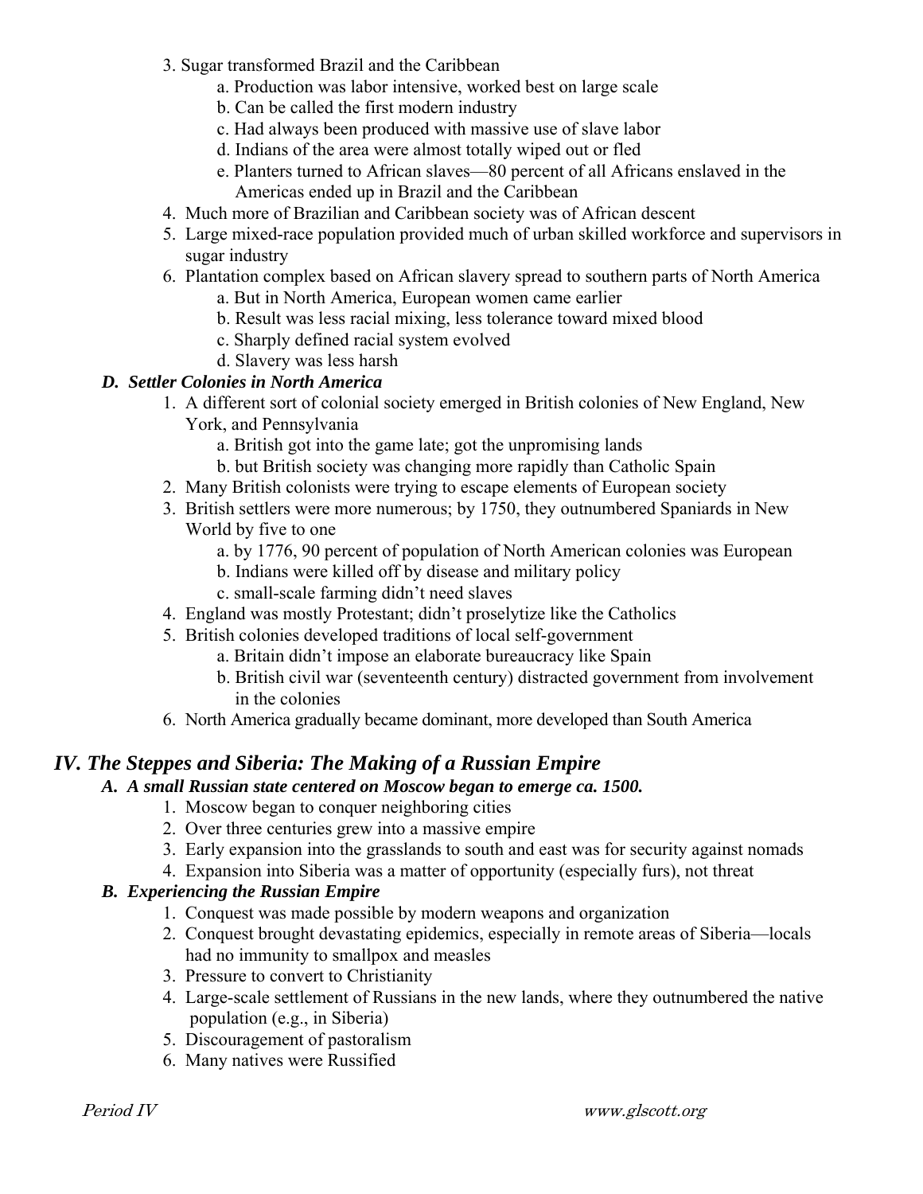3. Sugar transformed Brazil and the Caribbean
    a. Production was labor intensive, worked best on large scale
    b. Can be called the first modern industry
    c. Had always been produced with massive use of slave labor
    d. Indians of the area were almost totally wiped out or fled
    e. Planters turned to African slaves—80 percent of all Africans enslaved in the Americas ended up in Brazil and the Caribbean
4. Much more of Brazilian and Caribbean society was of African descent
5. Large mixed-race population provided much of urban skilled workforce and supervisors in sugar industry
6. Plantation complex based on African slavery spread to southern parts of North America
    a. But in North America, European women came earlier
    b. Result was less racial mixing, less tolerance toward mixed blood
    c. Sharply defined racial system evolved
    d. Slavery was less harsh

### *D. Settler Colonies in North America*

1. A different sort of colonial society emerged in British colonies of New England, New York, and Pennsylvania
    a. British got into the game late; got the unpromising lands
    b. but British society was changing more rapidly than Catholic Spain
2. Many British colonists were trying to escape elements of European society
3. British settlers were more numerous; by 1750, they outnumbered Spaniards in New World by five to one
    a. by 1776, 90 percent of population of North American colonies was European
    b. Indians were killed off by disease and military policy
    c. small-scale farming didn't need slaves
4. England was mostly Protestant; didn't proselytize like the Catholics
5. British colonies developed traditions of local self-government
    a. Britain didn't impose an elaborate bureaucracy like Spain
    b. British civil war (seventeenth century) distracted government from involvement in the colonies
6. North America gradually became dominant, more developed than South America

## *IV. The Steppes and Siberia: The Making of a Russian Empire*

### *A. A small Russian state centered on Moscow began to emerge ca. 1500.*

1. Moscow began to conquer neighboring cities
2. Over three centuries grew into a massive empire
3. Early expansion into the grasslands to south and east was for security against nomads
4. Expansion into Siberia was a matter of opportunity (especially furs), not threat

### *B. Experiencing the Russian Empire*

1. Conquest was made possible by modern weapons and organization
2. Conquest brought devastating epidemics, especially in remote areas of Siberia—locals had no immunity to smallpox and measles
3. Pressure to convert to Christianity
4. Large-scale settlement of Russians in the new lands, where they outnumbered the native population (e.g., in Siberia)
5. Discouragement of pastoralism
6. Many natives were Russified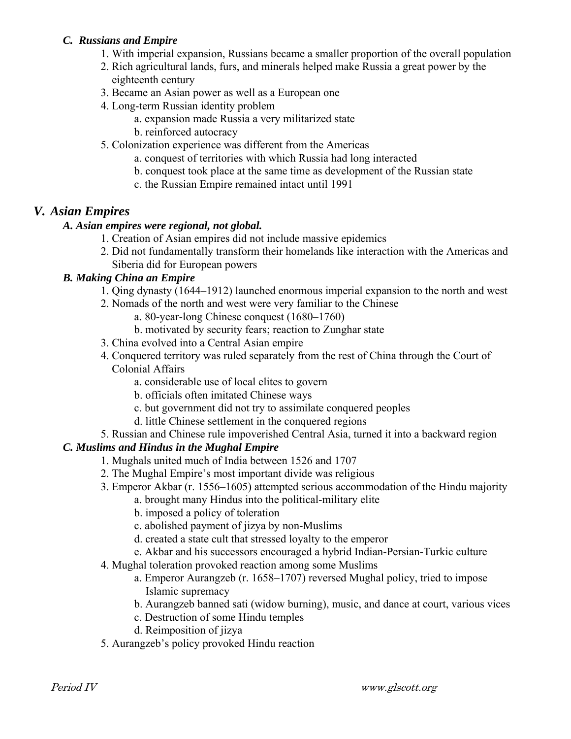### *C. Russians and Empire*

1. With imperial expansion, Russians became a smaller proportion of the overall population
2. Rich agricultural lands, furs, and minerals helped make Russia a great power by the eighteenth century
3. Became an Asian power as well as a European one
4. Long-term Russian identity problem
    a. expansion made Russia a very militarized state
    b. reinforced autocracy
5. Colonization experience was different from the Americas
    a. conquest of territories with which Russia had long interacted
    b. conquest took place at the same time as development of the Russian state
    c. the Russian Empire remained intact until 1991

## *V. Asian Empires*

### *A. Asian empires were regional, not global.*

1. Creation of Asian empires did not include massive epidemics
2. Did not fundamentally transform their homelands like interaction with the Americas and Siberia did for European powers

### *B. Making China an Empire*

1. Qing dynasty (1644–1912) launched enormous imperial expansion to the north and west
2. Nomads of the north and west were very familiar to the Chinese
    a. 80-year-long Chinese conquest (1680–1760)
    b. motivated by security fears; reaction to Zunghar state
3. China evolved into a Central Asian empire
4. Conquered territory was ruled separately from the rest of China through the Court of Colonial Affairs
    a. considerable use of local elites to govern
    b. officials often imitated Chinese ways
    c. but government did not try to assimilate conquered peoples
    d. little Chinese settlement in the conquered regions
5. Russian and Chinese rule impoverished Central Asia, turned it into a backward region

### *C. Muslims and Hindus in the Mughal Empire*

1. Mughals united much of India between 1526 and 1707
2. The Mughal Empire's most important divide was religious
3. Emperor Akbar (r. 1556–1605) attempted serious accommodation of the Hindu majority
    a. brought many Hindus into the political-military elite
    b. imposed a policy of toleration
    c. abolished payment of jizya by non-Muslims
    d. created a state cult that stressed loyalty to the emperor
    e. Akbar and his successors encouraged a hybrid Indian-Persian-Turkic culture
4. Mughal toleration provoked reaction among some Muslims
    a. Emperor Aurangzeb (r. 1658–1707) reversed Mughal policy, tried to impose Islamic supremacy
    b. Aurangzeb banned sati (widow burning), music, and dance at court, various vices
    c. Destruction of some Hindu temples
    d. Reimposition of jizya
5. Aurangzeb's policy provoked Hindu reaction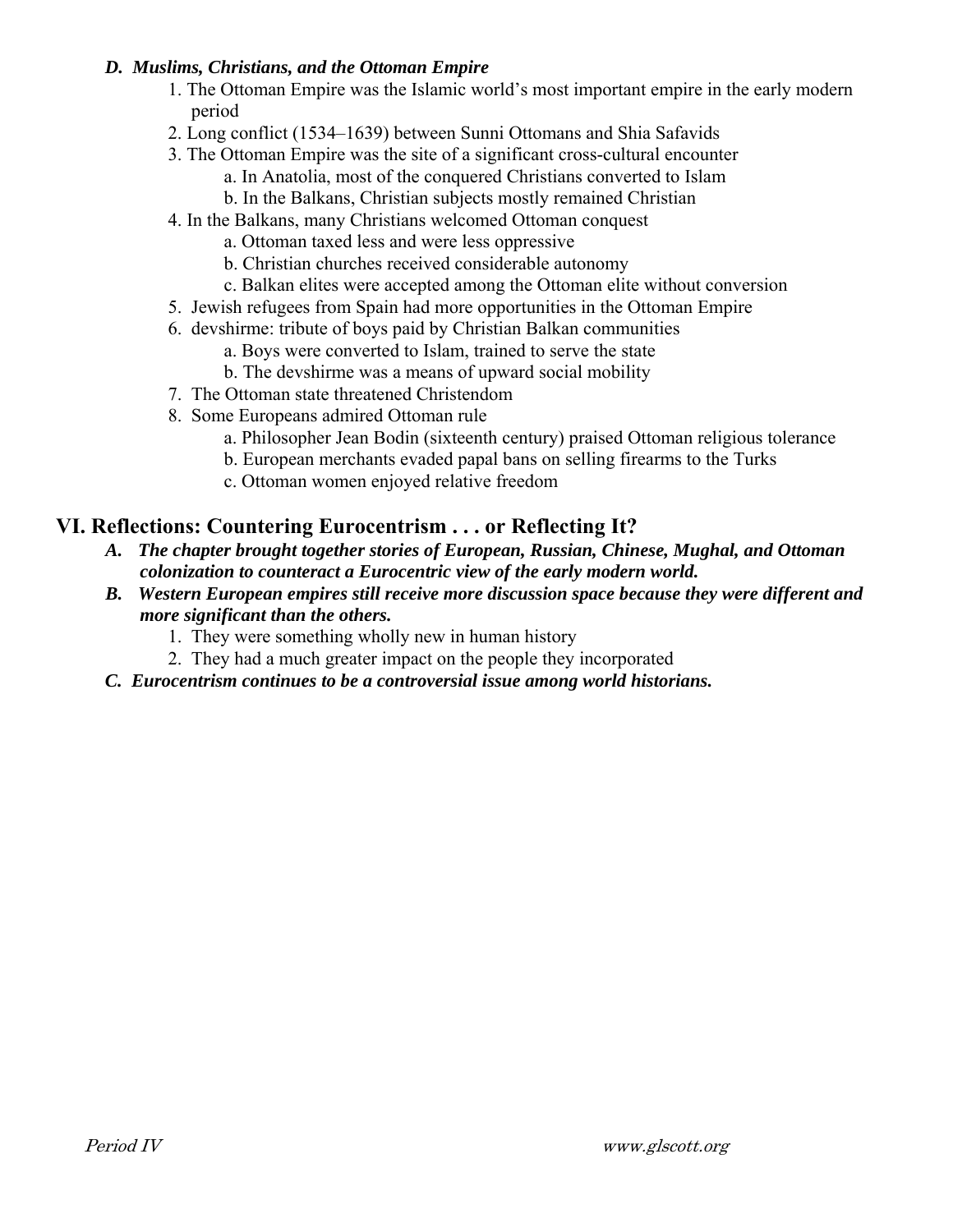***D. Muslims, Christians, and the Ottoman Empire***

1. The Ottoman Empire was the Islamic world's most important empire in the early modern period
2. Long conflict (1534–1639) between Sunni Ottomans and Shia Safavids
3. The Ottoman Empire was the site of a significant cross-cultural encounter
   - a. In Anatolia, most of the conquered Christians converted to Islam
   - b. In the Balkans, Christian subjects mostly remained Christian
4. In the Balkans, many Christians welcomed Ottoman conquest
   - a. Ottoman taxed less and were less oppressive
   - b. Christian churches received considerable autonomy
   - c. Balkan elites were accepted among the Ottoman elite without conversion
5. Jewish refugees from Spain had more opportunities in the Ottoman Empire
6. devshirme: tribute of boys paid by Christian Balkan communities
   - a. Boys were converted to Islam, trained to serve the state
   - b. The devshirme was a means of upward social mobility
7. The Ottoman state threatened Christendom
8. Some Europeans admired Ottoman rule
   - a. Philosopher Jean Bodin (sixteenth century) praised Ottoman religious tolerance
   - b. European merchants evaded papal bans on selling firearms to the Turks
   - c. Ottoman women enjoyed relative freedom

## VI. Reflections: Countering Eurocentrism . . . or Reflecting It?

***A. The chapter brought together stories of European, Russian, Chinese, Mughal, and Ottoman colonization to counteract a Eurocentric view of the early modern world.***

***B. Western European empires still receive more discussion space because they were different and more significant than the others.***

1. They were something wholly new in human history
2. They had a much greater impact on the people they incorporated

***C. Eurocentrism continues to be a controversial issue among world historians.***